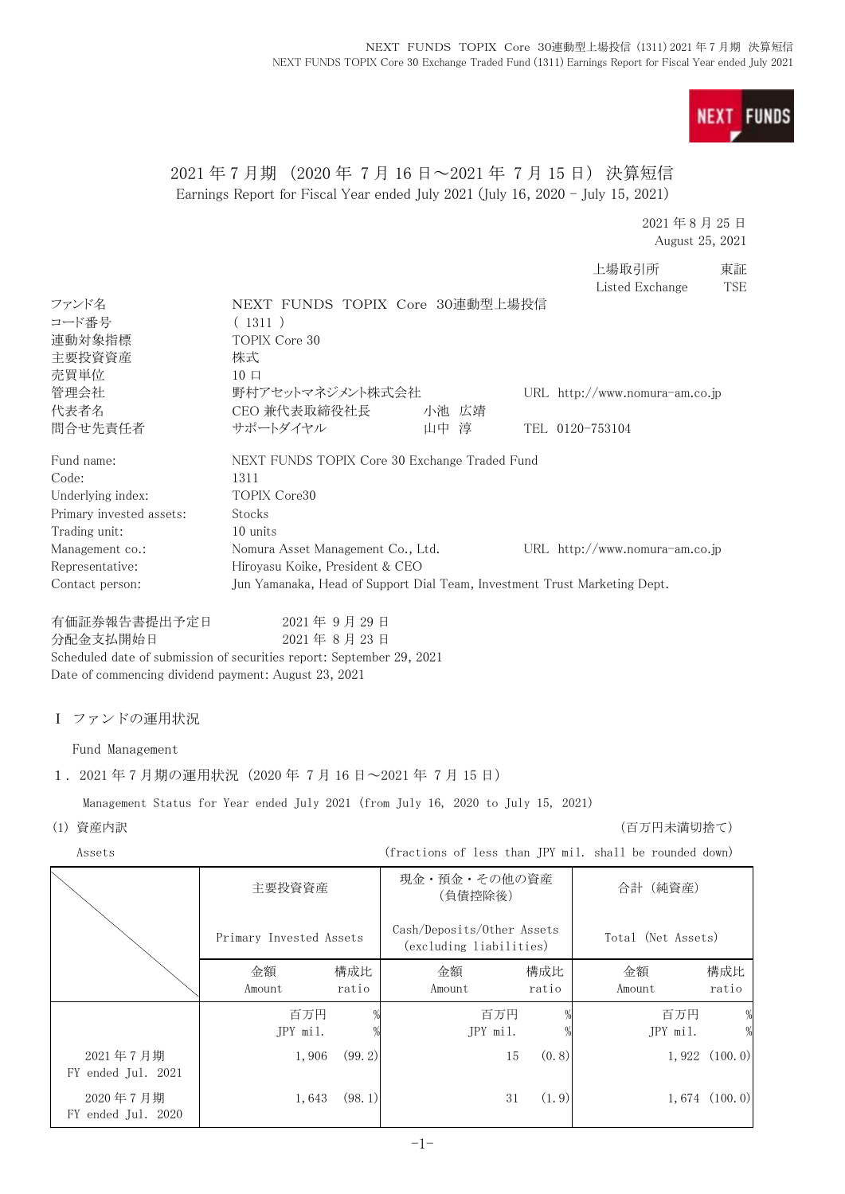# 2021 年 7 月期（2020 年 7 月 16 日～2021 年 7 月 15 日）決算短信
Earnings Report for Fiscal Year ended July 2021 (July 16, 2020 - July 15, 2021)

2021 年 8 月 25 日
August 25, 2021

上場取引所　東証
Listed Exchange　TSE

| | | | |
|---|---|---|---|
| ファンド名 | NEXT FUNDS TOPIX Core 30連動型上場投信 | | |
| コード番号 | ( 1311 ) | | |
| 連動対象指標 | TOPIX Core 30 | | |
| 主要投資資産 | 株式 | | |
| 売買単位 | 10 口 | | |
| 管理会社 | 野村アセットマネジメント株式会社 | | URL http://www.nomura-am.co.jp |
| 代表者名 | CEO 兼代表取締役社長 | 小池 広靖 | |
| 問合せ先責任者 | サポートダイヤル | 山中 淳 | TEL 0120-753104 |

| | |
|---|---|
| Fund name: | NEXT FUNDS TOPIX Core 30 Exchange Traded Fund |
| Code: | 1311 |
| Underlying index: | TOPIX Core30 |
| Primary invested assets: | Stocks |
| Trading unit: | 10 units |
| Management co.: | Nomura Asset Management Co., Ltd.　URL http://www.nomura-am.co.jp |
| Representative: | Hiroyasu Koike, President & CEO |
| Contact person: | Jun Yamanaka, Head of Support Dial Team, Investment Trust Marketing Dept. |

有価証券報告書提出予定日　　2021 年 9 月 29 日
分配金支払開始日　　2021 年 8 月 23 日
Scheduled date of submission of securities report: September 29, 2021
Date of commencing dividend payment: August 23, 2021

## Ⅰ ファンドの運用状況

Fund Management

### 1．2021 年 7 月期の運用状況（2020 年 7 月 16 日～2021 年 7 月 15 日）

Management Status for Year ended July 2021 (from July 16, 2020 to July 15, 2021)

(1) 資産内訳　　（百万円未満切捨て）

Assets　　(fractions of less than JPY mil. shall be rounded down)

| | 主要投資資産 Primary Invested Assets | | 現金・預金・その他の資産（負債控除後） Cash/Deposits/Other Assets (excluding liabilities) | | 合計（純資産） Total (Net Assets) | |
|---|---|---|---|---|---|---|
| | 金額 Amount | 構成比 ratio | 金額 Amount | 構成比 ratio | 金額 Amount | 構成比 ratio |
| | 百万円 JPY mil. | % | 百万円 JPY mil. | % | 百万円 JPY mil. | % |
| 2021 年 7 月期 FY ended Jul. 2021 | 1,906 | (99.2) | 15 | (0.8) | 1,922 | (100.0) |
| 2020 年 7 月期 FY ended Jul. 2020 | 1,643 | (98.1) | 31 | (1.9) | 1,674 | (100.0) |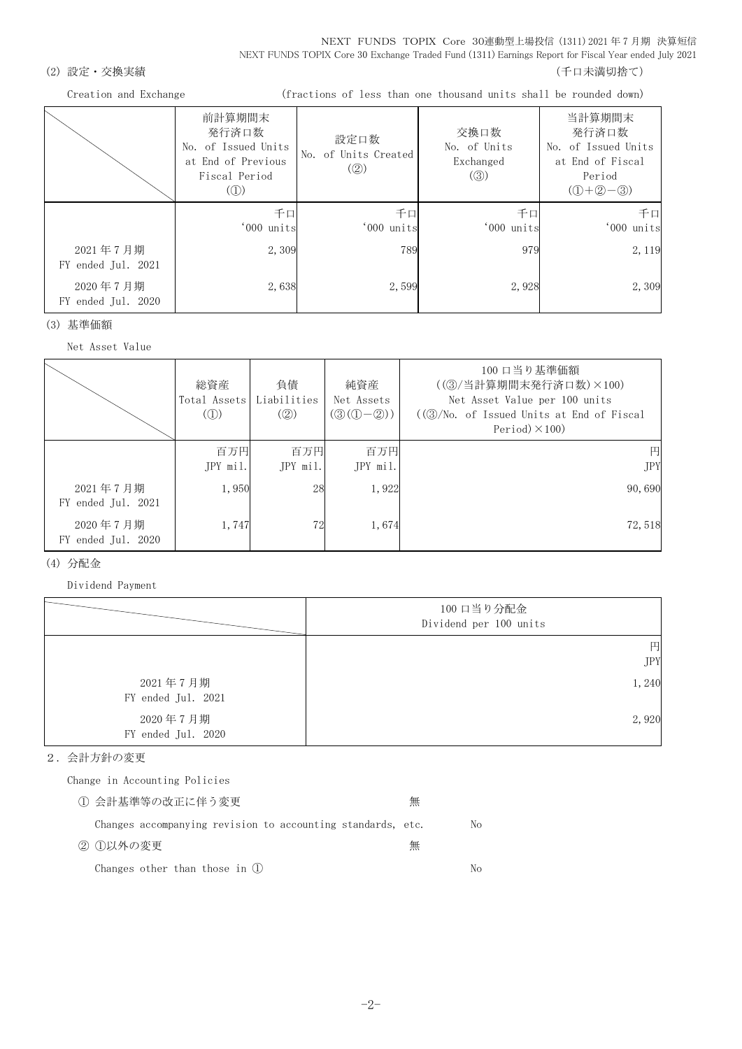(2) 設定・交換実績 （千口未満切捨て）

Creation and Exchange (fractions of less than one thousand units shall be rounded down)

| | 前計算期間末発行済口数 No. of Issued Units at End of Previous Fiscal Period (①) | 設定口数 No. of Units Created (②) | 交換口数 No. of Units Exchanged (③) | 当計算期間末発行済口数 No. of Issued Units at End of Fiscal Period (①+②−③) |
|---|---|---|---|---|
| | 千口 '000 units | 千口 '000 units | 千口 '000 units | 千口 '000 units |
| 2021年7月期 FY ended Jul. 2021 | 2,309 | 789 | 979 | 2,119 |
| 2020年7月期 FY ended Jul. 2020 | 2,638 | 2,599 | 2,928 | 2,309 |

(3) 基準価額

Net Asset Value

| | 総資産 Total Assets (①) | 負債 Liabilities (②) | 純資産 Net Assets (③(①−②)) | 100口当り基準価額 ((③/当計算期間末発行済口数)×100) Net Asset Value per 100 units ((③/No. of Issued Units at End of Fiscal Period)×100) |
|---|---|---|---|---|
| | 百万円 JPY mil. | 百万円 JPY mil. | 百万円 JPY mil. | 円 JPY |
| 2021年7月期 FY ended Jul. 2021 | 1,950 | 28 | 1,922 | 90,690 |
| 2020年7月期 FY ended Jul. 2020 | 1,747 | 72 | 1,674 | 72,518 |

(4) 分配金

Dividend Payment

| | 100口当り分配金 Dividend per 100 units |
|---|---|
| | 円 JPY |
| 2021年7月期 FY ended Jul. 2021 | 1,240 |
| 2020年7月期 FY ended Jul. 2020 | 2,920 |

## 2．会計方針の変更

Change in Accounting Policies

① 会計基準等の改正に伴う変更 無

Changes accompanying revision to accounting standards, etc. No

② ①以外の変更 無

Changes other than those in ① No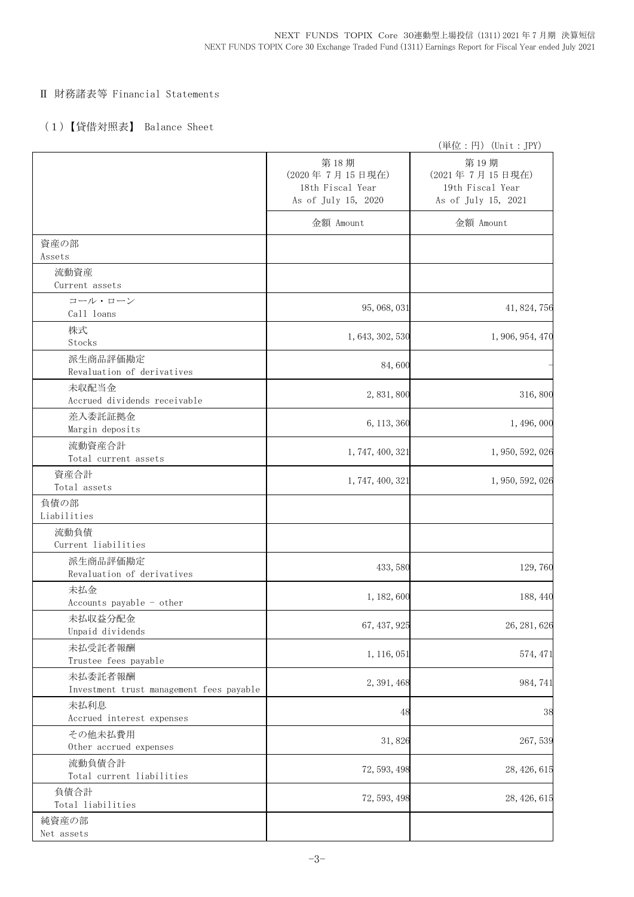## Ⅱ 財務諸表等 Financial Statements

### （1）【貸借対照表】 Balance Sheet

（単位：円）（Unit：JPY）

| | 第18期<br>(2020年7月15日現在)<br>18th Fiscal Year<br>As of July 15, 2020 | 第19期<br>(2021年7月15日現在)<br>19th Fiscal Year<br>As of July 15, 2021 |
|---|---|---|
| | 金額 Amount | 金額 Amount |
| 資産の部<br>Assets | | |
| 流動資産<br>Current assets | | |
| コール・ローン<br>Call loans | 95,068,031 | 41,824,756 |
| 株式<br>Stocks | 1,643,302,530 | 1,906,954,470 |
| 派生商品評価勘定<br>Revaluation of derivatives | 84,600 | - |
| 未収配当金<br>Accrued dividends receivable | 2,831,800 | 316,800 |
| 差入委託証拠金<br>Margin deposits | 6,113,360 | 1,496,000 |
| 流動資産合計<br>Total current assets | 1,747,400,321 | 1,950,592,026 |
| 資産合計<br>Total assets | 1,747,400,321 | 1,950,592,026 |
| 負債の部<br>Liabilities | | |
| 流動負債<br>Current liabilities | | |
| 派生商品評価勘定<br>Revaluation of derivatives | 433,580 | 129,760 |
| 未払金<br>Accounts payable - other | 1,182,600 | 188,440 |
| 未払収益分配金<br>Unpaid dividends | 67,437,925 | 26,281,626 |
| 未払受託者報酬<br>Trustee fees payable | 1,116,051 | 574,471 |
| 未払委託者報酬<br>Investment trust management fees payable | 2,391,468 | 984,741 |
| 未払利息<br>Accrued interest expenses | 48 | 38 |
| その他未払費用<br>Other accrued expenses | 31,826 | 267,539 |
| 流動負債合計<br>Total current liabilities | 72,593,498 | 28,426,615 |
| 負債合計<br>Total liabilities | 72,593,498 | 28,426,615 |
| 純資産の部<br>Net assets | | |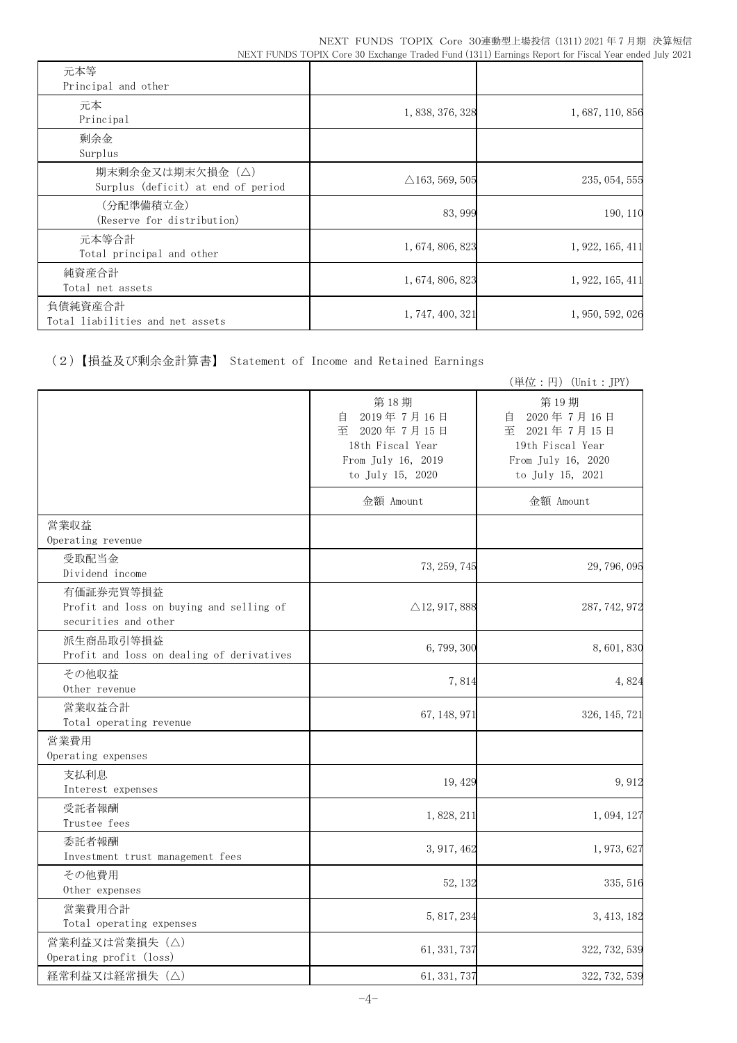| | | |
|---|---|---|
| 元本等<br>Principal and other | | |
| 元本<br>Principal | 1,838,376,328 | 1,687,110,856 |
| 剰余金<br>Surplus | | |
| 期末剰余金又は期末欠損金（△）<br>Surplus (deficit) at end of period | △163,569,505 | 235,054,555 |
| （分配準備積立金）<br>(Reserve for distribution) | 83,999 | 190,110 |
| 元本等合計<br>Total principal and other | 1,674,806,823 | 1,922,165,411 |
| 純資産合計<br>Total net assets | 1,674,806,823 | 1,922,165,411 |
| 負債純資産合計<br>Total liabilities and net assets | 1,747,400,321 | 1,950,592,026 |

## （2）【損益及び剰余金計算書】 Statement of Income and Retained Earnings

（単位：円）(Unit：JPY)

| | 第18期<br>自 2019年7月16日<br>至 2020年7月15日<br>18th Fiscal Year<br>From July 16, 2019<br>to July 15, 2020 | 第19期<br>自 2020年7月16日<br>至 2021年7月15日<br>19th Fiscal Year<br>From July 16, 2020<br>to July 15, 2021 |
|---|---|---|
| | 金額 Amount | 金額 Amount |
| 営業収益<br>Operating revenue | | |
| 受取配当金<br>Dividend income | 73,259,745 | 29,796,095 |
| 有価証券売買等損益<br>Profit and loss on buying and selling of securities and other | △12,917,888 | 287,742,972 |
| 派生商品取引等損益<br>Profit and loss on dealing of derivatives | 6,799,300 | 8,601,830 |
| その他収益<br>Other revenue | 7,814 | 4,824 |
| 営業収益合計<br>Total operating revenue | 67,148,971 | 326,145,721 |
| 営業費用<br>Operating expenses | | |
| 支払利息<br>Interest expenses | 19,429 | 9,912 |
| 受託者報酬<br>Trustee fees | 1,828,211 | 1,094,127 |
| 委託者報酬<br>Investment trust management fees | 3,917,462 | 1,973,627 |
| その他費用<br>Other expenses | 52,132 | 335,516 |
| 営業費用合計<br>Total operating expenses | 5,817,234 | 3,413,182 |
| 営業利益又は営業損失（△）<br>Operating profit (loss) | 61,331,737 | 322,732,539 |
| 経常利益又は経常損失（△） | 61,331,737 | 322,732,539 |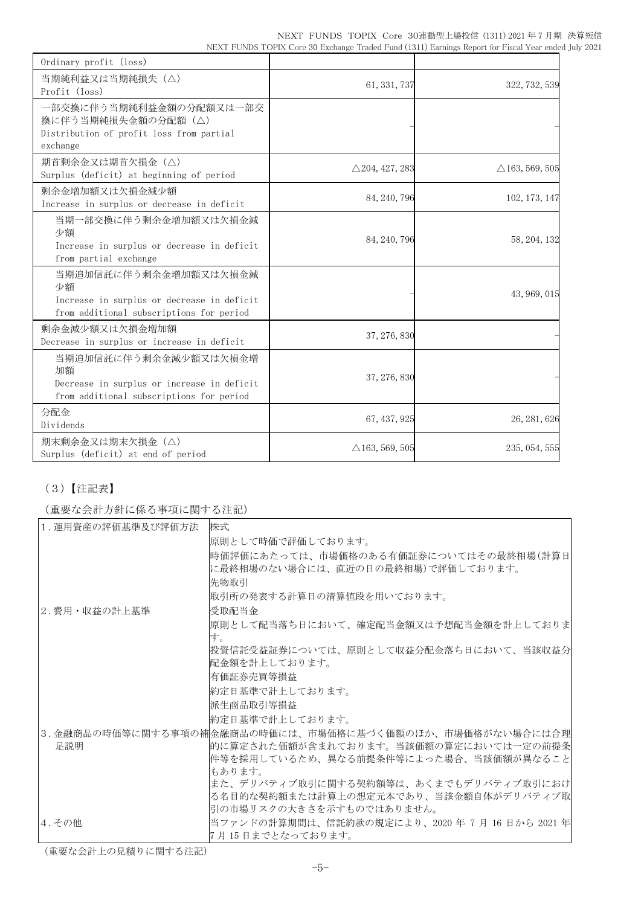| | | |
|---|---|---|
| Ordinary profit (loss) | | |
| 当期純利益又は当期純損失（△）<br>Profit (loss) | 61,331,737 | 322,732,539 |
| 一部交換に伴う当期純利益金額の分配額又は一部交換に伴う当期純損失金額の分配額（△）<br>Distribution of profit loss from partial exchange | – | – |
| 期首剰余金又は期首欠損金（△）<br>Surplus (deficit) at beginning of period | △204,427,283 | △163,569,505 |
| 剰余金増加額又は欠損金減少額<br>Increase in surplus or decrease in deficit | 84,240,796 | 102,173,147 |
| 当期一部交換に伴う剰余金増加額又は欠損金減少額<br>Increase in surplus or decrease in deficit from partial exchange | 84,240,796 | 58,204,132 |
| 当期追加信託に伴う剰余金増加額又は欠損金減少額<br>Increase in surplus or decrease in deficit from additional subscriptions for period | – | 43,969,015 |
| 剰余金減少額又は欠損金増加額<br>Decrease in surplus or increase in deficit | 37,276,830 | – |
| 当期追加信託に伴う剰余金減少額又は欠損金増加額<br>Decrease in surplus or increase in deficit from additional subscriptions for period | 37,276,830 | – |
| 分配金<br>Dividends | 67,437,925 | 26,281,626 |
| 期末剰余金又は期末欠損金（△）<br>Surplus (deficit) at end of period | △163,569,505 | 235,054,555 |

## （3）【注記表】

（重要な会計方針に係る事項に関する注記）

| | |
|---|---|
| 1.運用資産の評価基準及び評価方法 | 株式<br>原則として時価で評価しております。<br>時価評価にあたっては、市場価格のある有価証券についてはその最終相場(計算日に最終相場のない場合には、直近の日の最終相場)で評価しております。<br>先物取引<br>取引所の発表する計算日の清算値段を用いております。 |
| 2.費用・収益の計上基準 | 受取配当金<br>原則として配当落ち日において、確定配当金額又は予想配当金額を計上しております。<br>投資信託受益証券については、原則として収益分配金落ち日において、当該収益分配金額を計上しております。<br>有価証券売買等損益<br>約定日基準で計上しております。<br>派生商品取引等損益<br>約定日基準で計上しております。 |
| 3.金融商品の時価等に関する事項の補足説明 | 金融商品の時価には、市場価格に基づく価額のほか、市場価格がない場合には合理的に算定された価額が含まれております。当該価額の算定においては一定の前提条件等を採用しているため、異なる前提条件等によった場合、当該価額が異なることもあります。<br>また、デリバティブ取引に関する契約額等は、あくまでもデリバティブ取引における名目的な契約額または計算上の想定元本であり、当該金額自体がデリバティブ取引の市場リスクの大きさを示すものではありません。 |
| 4.その他 | 当ファンドの計算期間は、信託約款の規定により、2020 年 7 月 16 日から 2021 年 7 月 15 日までとなっております。 |

（重要な会計上の見積りに関する注記）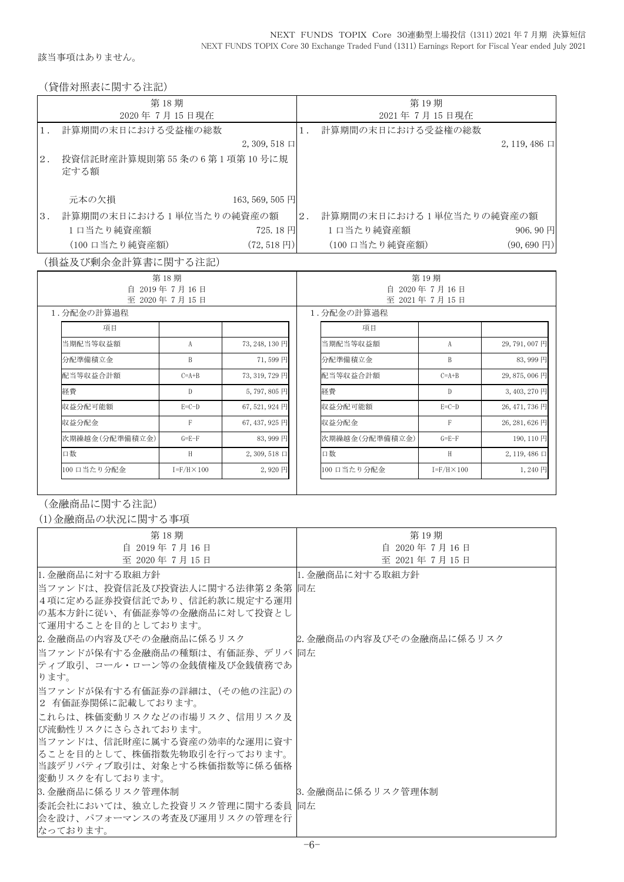該当事項はありません。

（貸借対照表に関する注記）

| 第18期<br>2020年 7月15日現在 | | 第19期<br>2021年 7月15日現在 | |
|---|---|---|---|
| 1． 計算期間の末日における受益権の総数 | 2,309,518口 | 1． 計算期間の末日における受益権の総数 | 2,119,486口 |
| 2． 投資信託財産計算規則第55条の6第1項第10号に規定する額 | | | |
| 元本の欠損 | 163,569,505円 | | |
| 3． 計算期間の末日における1単位当たりの純資産の額 | | 2． 計算期間の末日における1単位当たりの純資産の額 | |
| 1口当たり純資産額 | 725.18円 | 1口当たり純資産額 | 906.90円 |
| （100口当たり純資産額） | （72,518円） | （100口当たり純資産額） | （90,690円） |

（損益及び剰余金計算書に関する注記）

第18期
自 2019年 7月16日
至 2020年 7月15日

1．分配金の計算過程

| 項目 | | |
|---|---|---|
| 当期配当等収益額 | A | 73,248,130円 |
| 分配準備積立金 | B | 71,599円 |
| 配当等収益合計額 | C=A+B | 73,319,729円 |
| 経費 | D | 5,797,805円 |
| 収益分配可能額 | E=C-D | 67,521,924円 |
| 収益分配金 | F | 67,437,925円 |
| 次期繰越金(分配準備積立金) | G=E-F | 83,999円 |
| 口数 | H | 2,309,518口 |
| 100口当たり分配金 | I=F/H×100 | 2,920円 |

第19期
自 2020年 7月16日
至 2021年 7月15日

1．分配金の計算過程

| 項目 | | |
|---|---|---|
| 当期配当等収益額 | A | 29,791,007円 |
| 分配準備積立金 | B | 83,999円 |
| 配当等収益合計額 | C=A+B | 29,875,006円 |
| 経費 | D | 3,403,270円 |
| 収益分配可能額 | E=C-D | 26,471,736円 |
| 収益分配金 | F | 26,281,626円 |
| 次期繰越金(分配準備積立金) | G=E-F | 190,110円 |
| 口数 | H | 2,119,486口 |
| 100口当たり分配金 | I=F/H×100 | 1,240円 |

（金融商品に関する注記）

(1)金融商品の状況に関する事項

| 第18期<br>自 2019年 7月16日<br>至 2020年 7月15日 | 第19期<br>自 2020年 7月16日<br>至 2021年 7月15日 |
|---|---|
| 1.金融商品に対する取組方針<br>当ファンドは、投資信託及び投資法人に関する法律第2条第4項に定める証券投資信託であり、信託約款に規定する運用の基本方針に従い、有価証券等の金融商品に対して投資として運用することを目的としております。 | 1.金融商品に対する取組方針<br>同左 |
| 2.金融商品の内容及びその金融商品に係るリスク<br>当ファンドが保有する金融商品の種類は、有価証券、デリバティブ取引、コール・ローン等の金銭債権及び金銭債務であります。<br>当ファンドが保有する有価証券の詳細は、(その他の注記)の2 有価証券関係に記載しております。<br>これらは、株価変動リスクなどの市場リスク、信用リスク及び流動性リスクにさらされております。<br>当ファンドは、信託財産に属する資産の効率的な運用に資することを目的として、株価指数先物取引を行っております。<br>当該デリバティブ取引は、対象とする株価指数等に係る価格変動リスクを有しております。 | 2.金融商品の内容及びその金融商品に係るリスク<br>同左 |
| 3.金融商品に係るリスク管理体制<br>委託会社においては、独立した投資リスク管理に関する委員会を設け、パフォーマンスの考査及び運用リスクの管理を行なっております。 | 3.金融商品に係るリスク管理体制<br>同左 |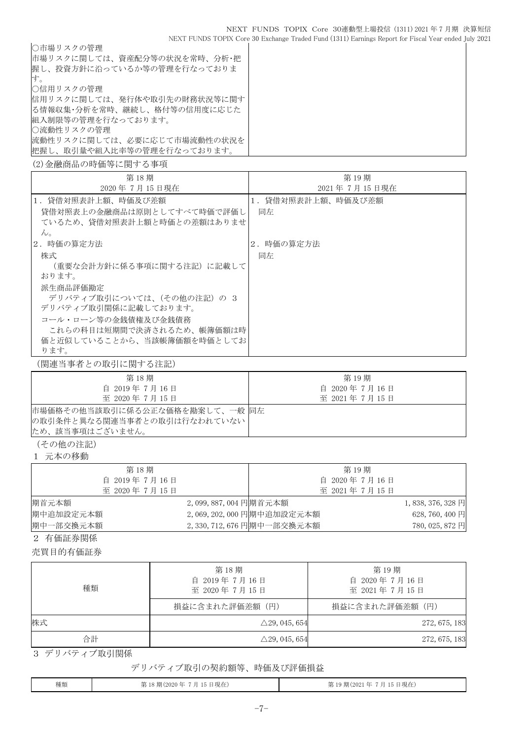| ○市場リスクの管理<br>市場リスクに関しては、資産配分等の状況を常時、分析･把握し、投資方針に沿っているか等の管理を行なっております。<br>○信用リスクの管理<br>信用リスクに関しては、発行体や取引先の財務状況等に関する情報収集･分析を常時、継続し、格付等の信用度に応じた組入制限等の管理を行なっております。<br>○流動性リスクの管理<br>流動性リスクに関しては、必要に応じて市場流動性の状況を把握し、取引量や組入比率等の管理を行なっております。 | |
|---|---|

(2)金融商品の時価等に関する事項

| 第18期<br>2020年7月15日現在 | 第19期<br>2021年7月15日現在 |
|---|---|
| 1．貸借対照表計上額、時価及び差額<br>貸借対照表上の金融商品は原則としてすべて時価で評価しているため、貸借対照表計上額と時価との差額はありません。 | 1．貸借対照表計上額、時価及び差額<br>同左 |
| 2．時価の算定方法<br>株式<br>（重要な会計方針に係る事項に関する注記）に記載しております。<br>派生商品評価勘定<br>デリバティブ取引については、（その他の注記）の 3 デリバティブ取引関係に記載しております。<br>コール・ローン等の金銭債権及び金銭債務<br>これらの科目は短期間で決済されるため、帳簿価額は時価と近似していることから、当該帳簿価額を時価としております。 | 2．時価の算定方法<br>同左 |

（関連当事者との取引に関する注記）

| 第18期<br>自 2019年7月16日<br>至 2020年7月15日 | 第19期<br>自 2020年7月16日<br>至 2021年7月15日 |
|---|---|
| 市場価格その他当該取引に係る公正な価格を勘案して、一般の取引条件と異なる関連当事者との取引は行なわれていないため、該当事項はございません。 | 同左 |

（その他の注記）

1 元本の移動

| 第18期<br>自 2019年7月16日<br>至 2020年7月15日 | | 第19期<br>自 2020年7月16日<br>至 2021年7月15日 | |
|---|---|---|---|
| 期首元本額 | 2,099,887,004円 | 期首元本額 | 1,838,376,328円 |
| 期中追加設定元本額 | 2,069,202,000円 | 期中追加設定元本額 | 628,760,400円 |
| 期中一部交換元本額 | 2,330,712,676円 | 期中一部交換元本額 | 780,025,872円 |

2 有価証券関係

売買目的有価証券

| 種類 | 第18期<br>自 2019年7月16日<br>至 2020年7月15日 | 第19期<br>自 2020年7月16日<br>至 2021年7月15日 |
|---|---|---|
| | 損益に含まれた評価差額（円） | 損益に含まれた評価差額（円） |
| 株式 | △29,045,654 | 272,675,183 |
| 合計 | △29,045,654 | 272,675,183 |

3 デリバティブ取引関係

デリバティブ取引の契約額等、時価及び評価損益

| 種類 | 第18期(2020年7月15日現在) | 第19期(2021年7月15日現在) |
|---|---|---|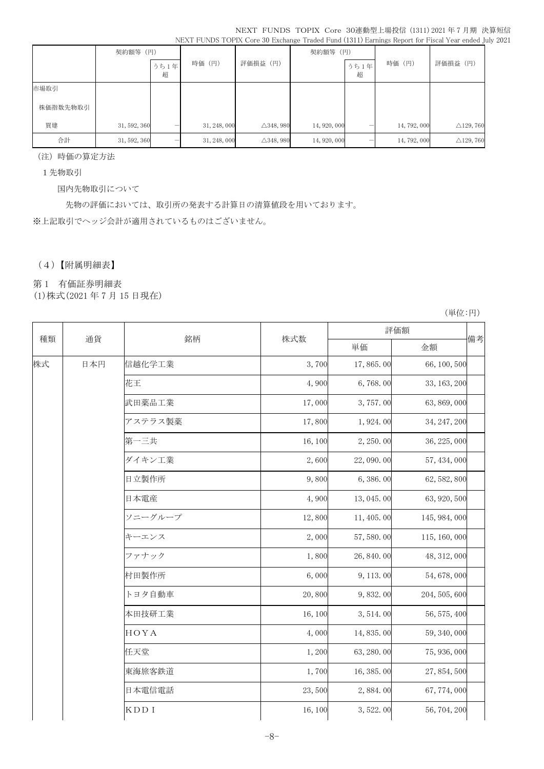| | 契約額等（円） | | 時価（円） | 評価損益（円） | 契約額等（円） | | 時価（円） | 評価損益（円） |
|---|---|---|---|---|---|---|---|---|
| | | うち1年超 | | | | うち1年超 | | |
| 市場取引 | | | | | | | | |
| 株価指数先物取引 | | | | | | | | |
| 買建 | 31, 592, 360 | － | 31, 248, 000 | △348, 980 | 14, 920, 000 | － | 14, 792, 000 | △129, 760 |
| 合計 | 31, 592, 360 | － | 31, 248, 000 | △348, 980 | 14, 920, 000 | － | 14, 792, 000 | △129, 760 |

（注）時価の算定方法

1 先物取引

国内先物取引について

先物の評価においては、取引所の発表する計算日の清算値段を用いております。

※上記取引でヘッジ会計が適用されているものはございません。

## （4）【附属明細表】

第1　有価証券明細表

(1)株式(2021 年 7 月 15 日現在)

（単位:円）

| 種類 | 通貨 | 銘柄 | 株式数 | 評価額 | | 備考 |
|---|---|---|---|---|---|---|
| | | | | 単価 | 金額 | |
| 株式 | 日本円 | 信越化学工業 | 3, 700 | 17, 865. 00 | 66, 100, 500 | |
| | | 花王 | 4, 900 | 6, 768. 00 | 33, 163, 200 | |
| | | 武田薬品工業 | 17, 000 | 3, 757. 00 | 63, 869, 000 | |
| | | アステラス製薬 | 17, 800 | 1, 924. 00 | 34, 247, 200 | |
| | | 第一三共 | 16, 100 | 2, 250. 00 | 36, 225, 000 | |
| | | ダイキン工業 | 2, 600 | 22, 090. 00 | 57, 434, 000 | |
| | | 日立製作所 | 9, 800 | 6, 386. 00 | 62, 582, 800 | |
| | | 日本電産 | 4, 900 | 13, 045. 00 | 63, 920, 500 | |
| | | ソニーグループ | 12, 800 | 11, 405. 00 | 145, 984, 000 | |
| | | キーエンス | 2, 000 | 57, 580. 00 | 115, 160, 000 | |
| | | ファナック | 1, 800 | 26, 840. 00 | 48, 312, 000 | |
| | | 村田製作所 | 6, 000 | 9, 113. 00 | 54, 678, 000 | |
| | | トヨタ自動車 | 20, 800 | 9, 832. 00 | 204, 505, 600 | |
| | | 本田技研工業 | 16, 100 | 3, 514. 00 | 56, 575, 400 | |
| | | ＨＯＹＡ | 4, 000 | 14, 835. 00 | 59, 340, 000 | |
| | | 任天堂 | 1, 200 | 63, 280. 00 | 75, 936, 000 | |
| | | 東海旅客鉄道 | 1, 700 | 16, 385. 00 | 27, 854, 500 | |
| | | 日本電信電話 | 23, 500 | 2, 884. 00 | 67, 774, 000 | |
| | | ＫＤＤＩ | 16, 100 | 3, 522. 00 | 56, 704, 200 | |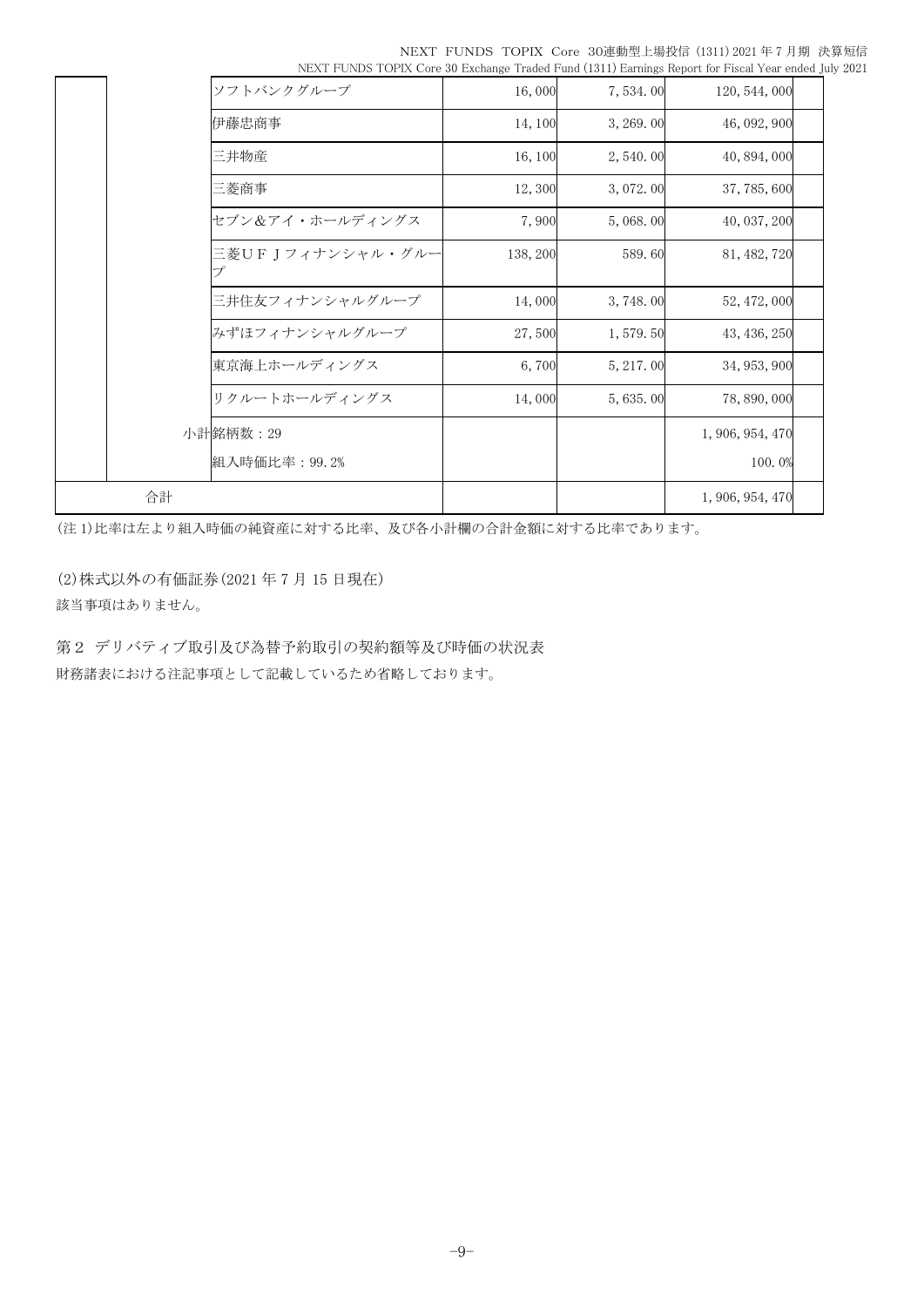| | | | | | | |
|---|---|---|---|---|---|---|
| | | ソフトバンクグループ | 16,000 | 7,534.00 | 120,544,000 | |
| | | 伊藤忠商事 | 14,100 | 3,269.00 | 46,092,900 | |
| | | 三井物産 | 16,100 | 2,540.00 | 40,894,000 | |
| | | 三菱商事 | 12,300 | 3,072.00 | 37,785,600 | |
| | | セブン&アイ・ホールディングス | 7,900 | 5,068.00 | 40,037,200 | |
| | | 三菱ＵＦＪフィナンシャル・グループ | 138,200 | 589.60 | 81,482,720 | |
| | | 三井住友フィナンシャルグループ | 14,000 | 3,748.00 | 52,472,000 | |
| | | みずほフィナンシャルグループ | 27,500 | 1,579.50 | 43,436,250 | |
| | | 東京海上ホールディングス | 6,700 | 5,217.00 | 34,953,900 | |
| | | リクルートホールディングス | 14,000 | 5,635.00 | 78,890,000 | |
| | 小計 | 銘柄数：29 | | | 1,906,954,470 | |
| | | 組入時価比率：99.2% | | | 100.0% | |
| 合計 | | | | | 1,906,954,470 | |

(注1)比率は左より組入時価の純資産に対する比率、及び各小計欄の合計金額に対する比率であります。

(2)株式以外の有価証券(2021年7月15日現在)

該当事項はありません。

第2 デリバティブ取引及び為替予約取引の契約額等及び時価の状況表

財務諸表における注記事項として記載しているため省略しております。